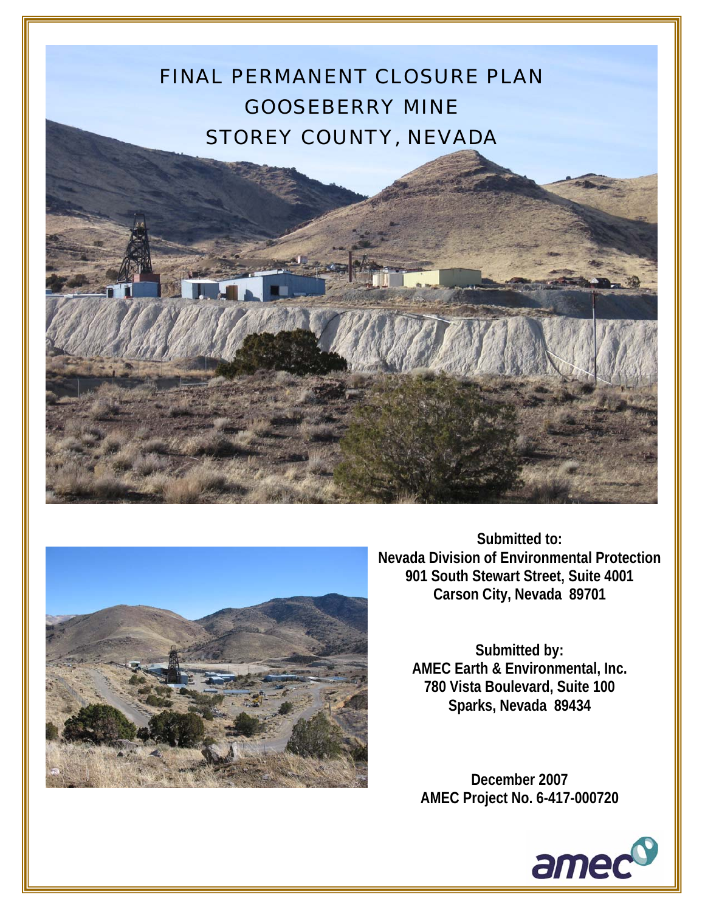# FINAL PERMANENT CLOSURE PLAN
# GOOSEBERRY MINE
# STOREY COUNTY, NEVADA

**Submitted to:**
**Nevada Division of Environmental Protection**
**901 South Stewart Street, Suite 4001**
**Carson City, Nevada 89701**

**Submitted by:**
**AMEC Earth & Environmental, Inc.**
**780 Vista Boulevard, Suite 100**
**Sparks, Nevada 89434**

**December 2007**
**AMEC Project No. 6-417-000720**

amec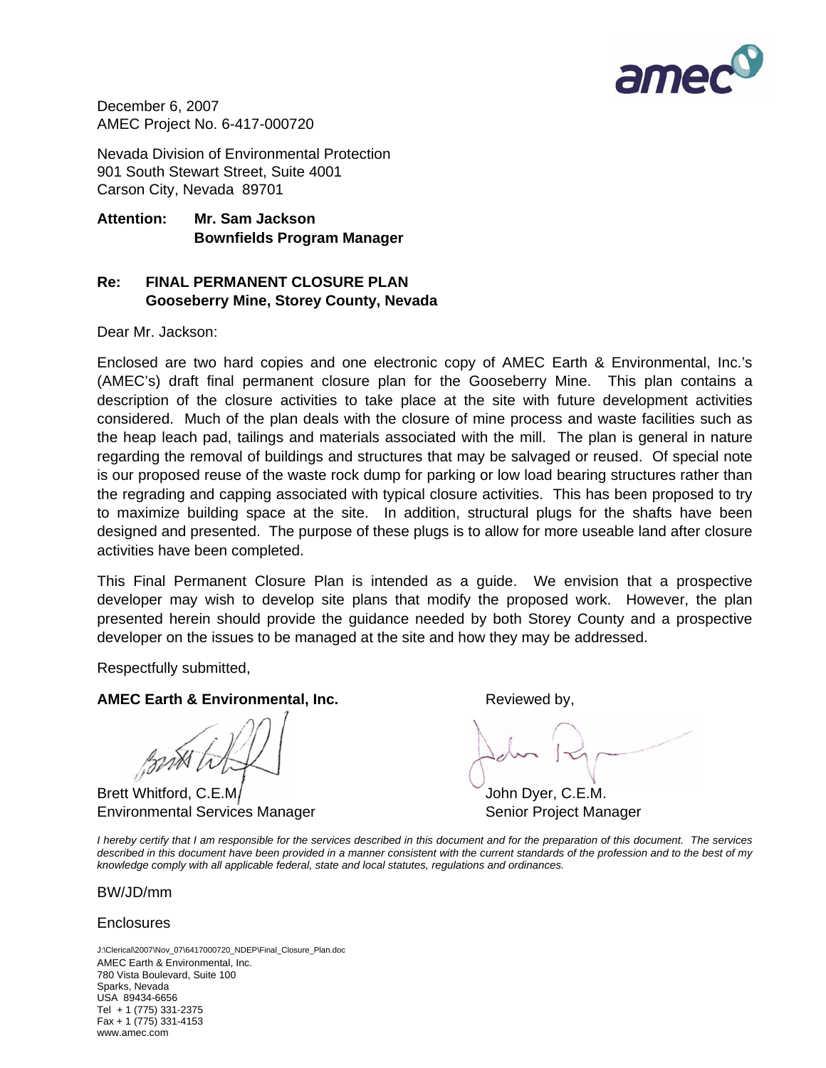December 6, 2007
AMEC Project No. 6-417-000720

Nevada Division of Environmental Protection
901 South Stewart Street, Suite 4001
Carson City, Nevada 89701

**Attention: Mr. Sam Jackson**
**Bownfields Program Manager**

**Re: FINAL PERMANENT CLOSURE PLAN**
**Gooseberry Mine, Storey County, Nevada**

Dear Mr. Jackson:

Enclosed are two hard copies and one electronic copy of AMEC Earth & Environmental, Inc.'s (AMEC's) draft final permanent closure plan for the Gooseberry Mine. This plan contains a description of the closure activities to take place at the site with future development activities considered. Much of the plan deals with the closure of mine process and waste facilities such as the heap leach pad, tailings and materials associated with the mill. The plan is general in nature regarding the removal of buildings and structures that may be salvaged or reused. Of special note is our proposed reuse of the waste rock dump for parking or low load bearing structures rather than the regrading and capping associated with typical closure activities. This has been proposed to try to maximize building space at the site. In addition, structural plugs for the shafts have been designed and presented. The purpose of these plugs is to allow for more useable land after closure activities have been completed.

This Final Permanent Closure Plan is intended as a guide. We envision that a prospective developer may wish to develop site plans that modify the proposed work. However, the plan presented herein should provide the guidance needed by both Storey County and a prospective developer on the issues to be managed at the site and how they may be addressed.

Respectfully submitted,

**AMEC Earth & Environmental, Inc.**

Brett Whitford, C.E.M.
Environmental Services Manager

Reviewed by,

John Dyer, C.E.M.
Senior Project Manager

*I hereby certify that I am responsible for the services described in this document and for the preparation of this document. The services described in this document have been provided in a manner consistent with the current standards of the profession and to the best of my knowledge comply with all applicable federal, state and local statutes, regulations and ordinances.*

BW/JD/mm

Enclosures

J:\Clerical\2007\Nov_07\6417000720_NDEP\Final_Closure_Plan.doc

AMEC Earth & Environmental, Inc.
780 Vista Boulevard, Suite 100
Sparks, Nevada
USA 89434-6656
Tel + 1 (775) 331-2375
Fax + 1 (775) 331-4153
www.amec.com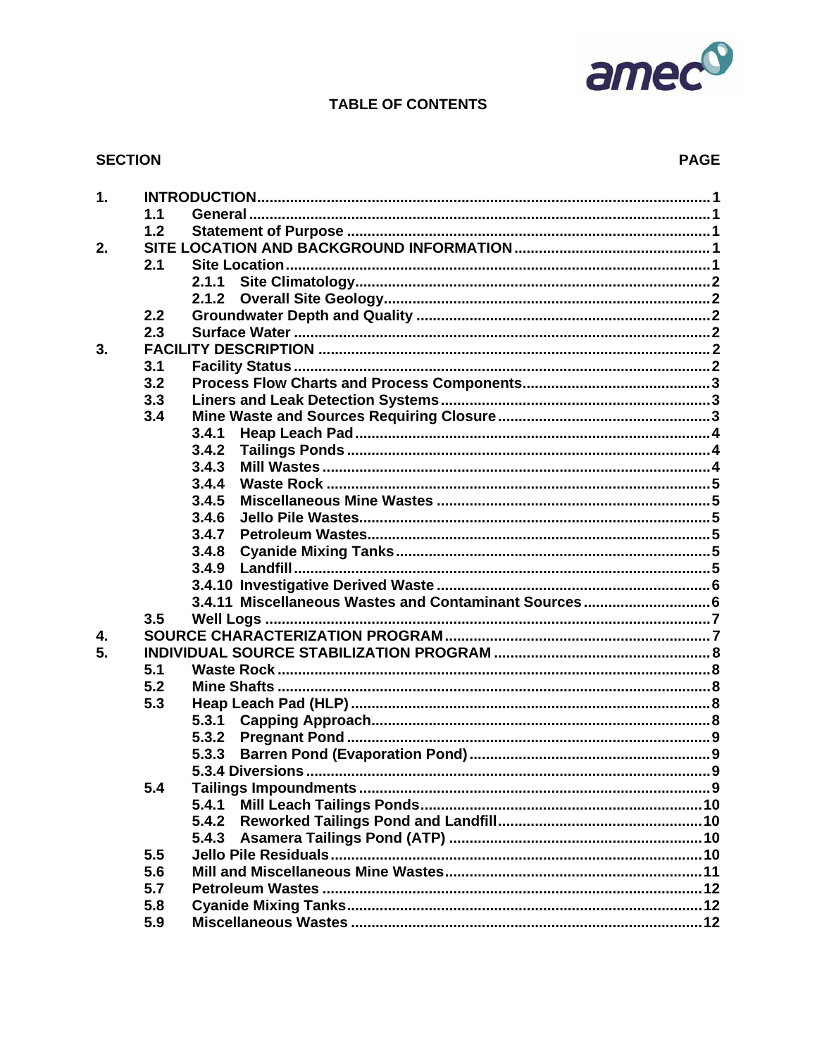## TABLE OF CONTENTS

| SECTION | | | PAGE |
|---|---|---|---|
| 1. | INTRODUCTION | | 1 |
| | 1.1 | General | 1 |
| | 1.2 | Statement of Purpose | 1 |
| 2. | SITE LOCATION AND BACKGROUND INFORMATION | | 1 |
| | 2.1 | Site Location | 1 |
| | | 2.1.1 Site Climatology | 2 |
| | | 2.1.2 Overall Site Geology | 2 |
| | 2.2 | Groundwater Depth and Quality | 2 |
| | 2.3 | Surface Water | 2 |
| 3. | FACILITY DESCRIPTION | | 2 |
| | 3.1 | Facility Status | 2 |
| | 3.2 | Process Flow Charts and Process Components | 3 |
| | 3.3 | Liners and Leak Detection Systems | 3 |
| | 3.4 | Mine Waste and Sources Requiring Closure | 3 |
| | | 3.4.1 Heap Leach Pad | 4 |
| | | 3.4.2 Tailings Ponds | 4 |
| | | 3.4.3 Mill Wastes | 4 |
| | | 3.4.4 Waste Rock | 5 |
| | | 3.4.5 Miscellaneous Mine Wastes | 5 |
| | | 3.4.6 Jello Pile Wastes | 5 |
| | | 3.4.7 Petroleum Wastes | 5 |
| | | 3.4.8 Cyanide Mixing Tanks | 5 |
| | | 3.4.9 Landfill | 5 |
| | | 3.4.10 Investigative Derived Waste | 6 |
| | | 3.4.11 Miscellaneous Wastes and Contaminant Sources | 6 |
| | 3.5 | Well Logs | 7 |
| 4. | SOURCE CHARACTERIZATION PROGRAM | | 7 |
| 5. | INDIVIDUAL SOURCE STABILIZATION PROGRAM | | 8 |
| | 5.1 | Waste Rock | 8 |
| | 5.2 | Mine Shafts | 8 |
| | 5.3 | Heap Leach Pad (HLP) | 8 |
| | | 5.3.1 Capping Approach | 8 |
| | | 5.3.2 Pregnant Pond | 9 |
| | | 5.3.3 Barren Pond (Evaporation Pond) | 9 |
| | | 5.3.4 Diversions | 9 |
| | 5.4 | Tailings Impoundments | 9 |
| | | 5.4.1 Mill Leach Tailings Ponds | 10 |
| | | 5.4.2 Reworked Tailings Pond and Landfill | 10 |
| | | 5.4.3 Asamera Tailings Pond (ATP) | 10 |
| | 5.5 | Jello Pile Residuals | 10 |
| | 5.6 | Mill and Miscellaneous Mine Wastes | 11 |
| | 5.7 | Petroleum Wastes | 12 |
| | 5.8 | Cyanide Mixing Tanks | 12 |
| | 5.9 | Miscellaneous Wastes | 12 |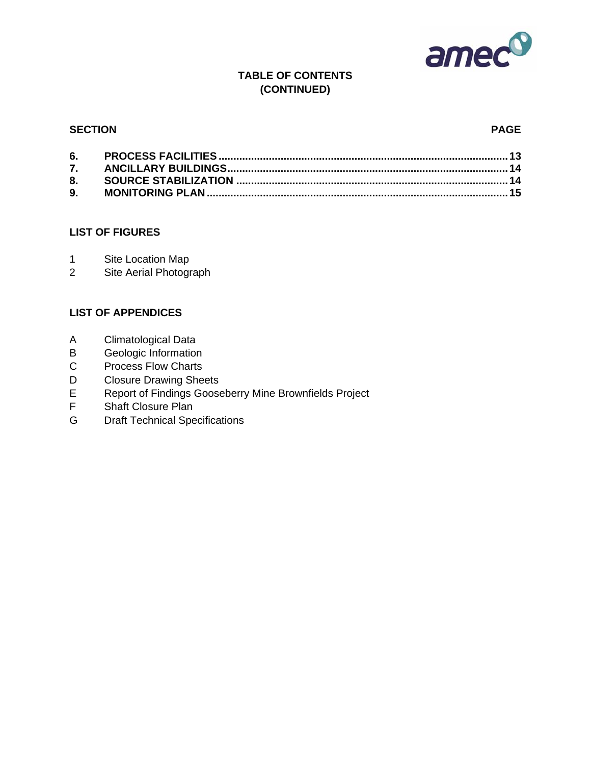# TABLE OF CONTENTS
# (CONTINUED)

| SECTION | | PAGE |
|---|---|---|
| 6. | PROCESS FACILITIES | 13 |
| 7. | ANCILLARY BUILDINGS | 14 |
| 8. | SOURCE STABILIZATION | 14 |
| 9. | MONITORING PLAN | 15 |

## LIST OF FIGURES

1 Site Location Map
2 Site Aerial Photograph

## LIST OF APPENDICES

A Climatological Data
B Geologic Information
C Process Flow Charts
D Closure Drawing Sheets
E Report of Findings Gooseberry Mine Brownfields Project
F Shaft Closure Plan
G Draft Technical Specifications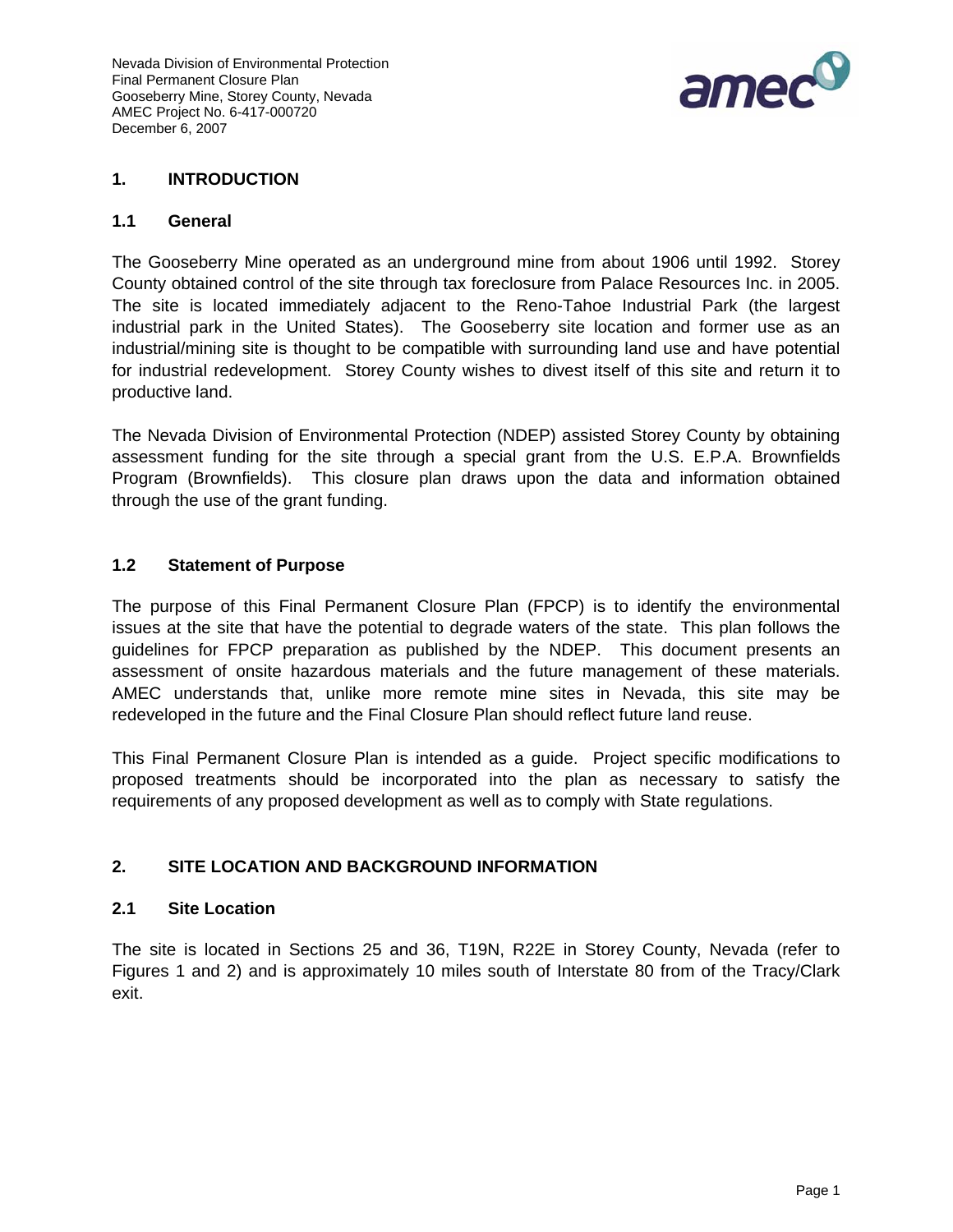# 1. INTRODUCTION

## 1.1 General

The Gooseberry Mine operated as an underground mine from about 1906 until 1992. Storey County obtained control of the site through tax foreclosure from Palace Resources Inc. in 2005. The site is located immediately adjacent to the Reno-Tahoe Industrial Park (the largest industrial park in the United States). The Gooseberry site location and former use as an industrial/mining site is thought to be compatible with surrounding land use and have potential for industrial redevelopment. Storey County wishes to divest itself of this site and return it to productive land.

The Nevada Division of Environmental Protection (NDEP) assisted Storey County by obtaining assessment funding for the site through a special grant from the U.S. E.P.A. Brownfields Program (Brownfields). This closure plan draws upon the data and information obtained through the use of the grant funding.

## 1.2 Statement of Purpose

The purpose of this Final Permanent Closure Plan (FPCP) is to identify the environmental issues at the site that have the potential to degrade waters of the state. This plan follows the guidelines for FPCP preparation as published by the NDEP. This document presents an assessment of onsite hazardous materials and the future management of these materials. AMEC understands that, unlike more remote mine sites in Nevada, this site may be redeveloped in the future and the Final Closure Plan should reflect future land reuse.

This Final Permanent Closure Plan is intended as a guide. Project specific modifications to proposed treatments should be incorporated into the plan as necessary to satisfy the requirements of any proposed development as well as to comply with State regulations.

# 2. SITE LOCATION AND BACKGROUND INFORMATION

## 2.1 Site Location

The site is located in Sections 25 and 36, T19N, R22E in Storey County, Nevada (refer to Figures 1 and 2) and is approximately 10 miles south of Interstate 80 from of the Tracy/Clark exit.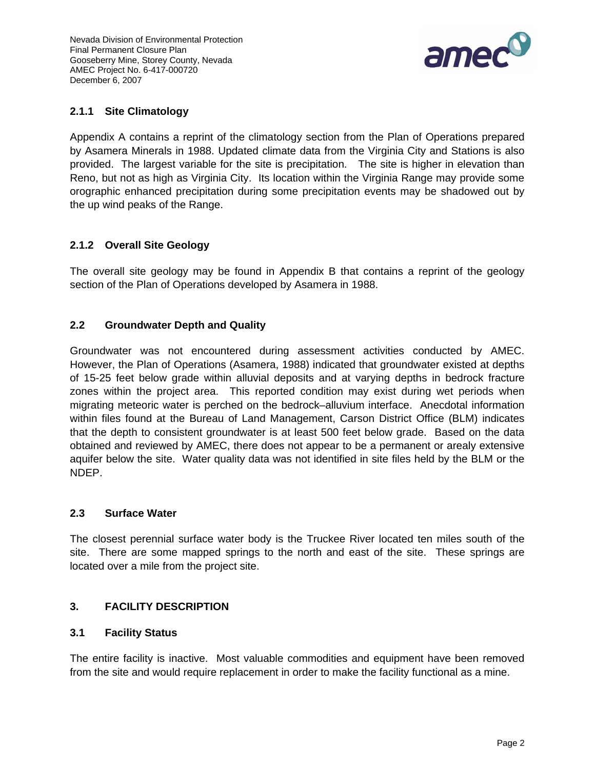### 2.1.1 Site Climatology

Appendix A contains a reprint of the climatology section from the Plan of Operations prepared by Asamera Minerals in 1988. Updated climate data from the Virginia City and Stations is also provided. The largest variable for the site is precipitation. The site is higher in elevation than Reno, but not as high as Virginia City. Its location within the Virginia Range may provide some orographic enhanced precipitation during some precipitation events may be shadowed out by the up wind peaks of the Range.

### 2.1.2 Overall Site Geology

The overall site geology may be found in Appendix B that contains a reprint of the geology section of the Plan of Operations developed by Asamera in 1988.

## 2.2 Groundwater Depth and Quality

Groundwater was not encountered during assessment activities conducted by AMEC. However, the Plan of Operations (Asamera, 1988) indicated that groundwater existed at depths of 15-25 feet below grade within alluvial deposits and at varying depths in bedrock fracture zones within the project area. This reported condition may exist during wet periods when migrating meteoric water is perched on the bedrock–alluvium interface. Anecdotal information within files found at the Bureau of Land Management, Carson District Office (BLM) indicates that the depth to consistent groundwater is at least 500 feet below grade. Based on the data obtained and reviewed by AMEC, there does not appear to be a permanent or arealy extensive aquifer below the site. Water quality data was not identified in site files held by the BLM or the NDEP.

## 2.3 Surface Water

The closest perennial surface water body is the Truckee River located ten miles south of the site. There are some mapped springs to the north and east of the site. These springs are located over a mile from the project site.

# 3. FACILITY DESCRIPTION

## 3.1 Facility Status

The entire facility is inactive. Most valuable commodities and equipment have been removed from the site and would require replacement in order to make the facility functional as a mine.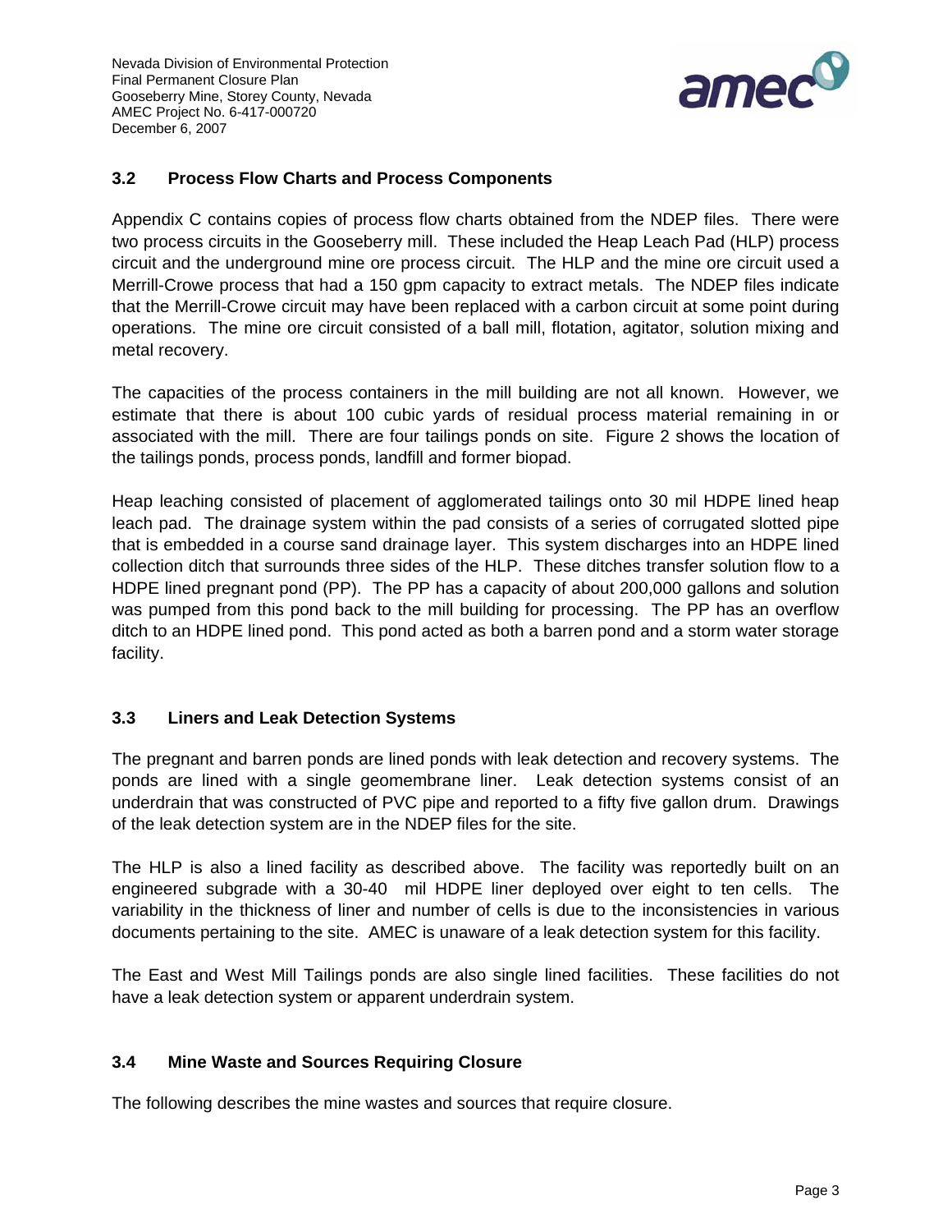### 3.2 Process Flow Charts and Process Components

Appendix C contains copies of process flow charts obtained from the NDEP files. There were two process circuits in the Gooseberry mill. These included the Heap Leach Pad (HLP) process circuit and the underground mine ore process circuit. The HLP and the mine ore circuit used a Merrill-Crowe process that had a 150 gpm capacity to extract metals. The NDEP files indicate that the Merrill-Crowe circuit may have been replaced with a carbon circuit at some point during operations. The mine ore circuit consisted of a ball mill, flotation, agitator, solution mixing and metal recovery.

The capacities of the process containers in the mill building are not all known. However, we estimate that there is about 100 cubic yards of residual process material remaining in or associated with the mill. There are four tailings ponds on site. Figure 2 shows the location of the tailings ponds, process ponds, landfill and former biopad.

Heap leaching consisted of placement of agglomerated tailings onto 30 mil HDPE lined heap leach pad. The drainage system within the pad consists of a series of corrugated slotted pipe that is embedded in a course sand drainage layer. This system discharges into an HDPE lined collection ditch that surrounds three sides of the HLP. These ditches transfer solution flow to a HDPE lined pregnant pond (PP). The PP has a capacity of about 200,000 gallons and solution was pumped from this pond back to the mill building for processing. The PP has an overflow ditch to an HDPE lined pond. This pond acted as both a barren pond and a storm water storage facility.

### 3.3 Liners and Leak Detection Systems

The pregnant and barren ponds are lined ponds with leak detection and recovery systems. The ponds are lined with a single geomembrane liner. Leak detection systems consist of an underdrain that was constructed of PVC pipe and reported to a fifty five gallon drum. Drawings of the leak detection system are in the NDEP files for the site.

The HLP is also a lined facility as described above. The facility was reportedly built on an engineered subgrade with a 30-40 mil HDPE liner deployed over eight to ten cells. The variability in the thickness of liner and number of cells is due to the inconsistencies in various documents pertaining to the site. AMEC is unaware of a leak detection system for this facility.

The East and West Mill Tailings ponds are also single lined facilities. These facilities do not have a leak detection system or apparent underdrain system.

### 3.4 Mine Waste and Sources Requiring Closure

The following describes the mine wastes and sources that require closure.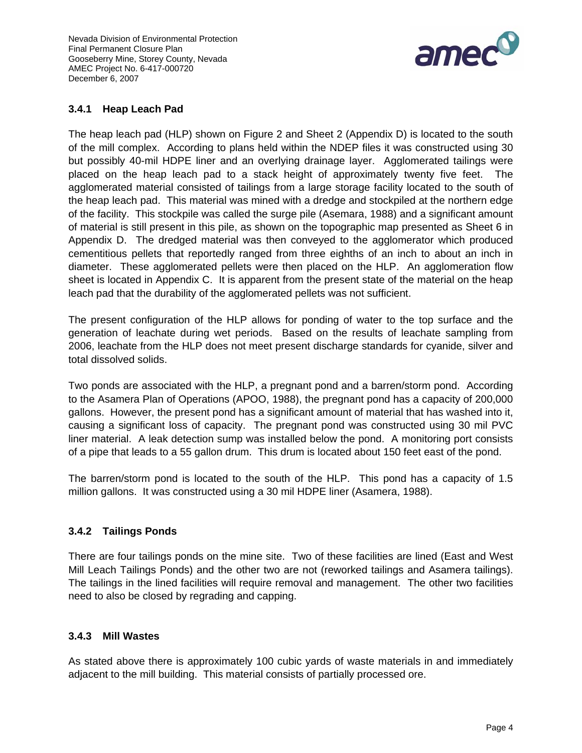### 3.4.1 Heap Leach Pad

The heap leach pad (HLP) shown on Figure 2 and Sheet 2 (Appendix D) is located to the south of the mill complex. According to plans held within the NDEP files it was constructed using 30 but possibly 40-mil HDPE liner and an overlying drainage layer. Agglomerated tailings were placed on the heap leach pad to a stack height of approximately twenty five feet. The agglomerated material consisted of tailings from a large storage facility located to the south of the heap leach pad. This material was mined with a dredge and stockpiled at the northern edge of the facility. This stockpile was called the surge pile (Asemara, 1988) and a significant amount of material is still present in this pile, as shown on the topographic map presented as Sheet 6 in Appendix D. The dredged material was then conveyed to the agglomerator which produced cementitious pellets that reportedly ranged from three eighths of an inch to about an inch in diameter. These agglomerated pellets were then placed on the HLP. An agglomeration flow sheet is located in Appendix C. It is apparent from the present state of the material on the heap leach pad that the durability of the agglomerated pellets was not sufficient.

The present configuration of the HLP allows for ponding of water to the top surface and the generation of leachate during wet periods. Based on the results of leachate sampling from 2006, leachate from the HLP does not meet present discharge standards for cyanide, silver and total dissolved solids.

Two ponds are associated with the HLP, a pregnant pond and a barren/storm pond. According to the Asamera Plan of Operations (APOO, 1988), the pregnant pond has a capacity of 200,000 gallons. However, the present pond has a significant amount of material that has washed into it, causing a significant loss of capacity. The pregnant pond was constructed using 30 mil PVC liner material. A leak detection sump was installed below the pond. A monitoring port consists of a pipe that leads to a 55 gallon drum. This drum is located about 150 feet east of the pond.

The barren/storm pond is located to the south of the HLP. This pond has a capacity of 1.5 million gallons. It was constructed using a 30 mil HDPE liner (Asamera, 1988).

### 3.4.2 Tailings Ponds

There are four tailings ponds on the mine site. Two of these facilities are lined (East and West Mill Leach Tailings Ponds) and the other two are not (reworked tailings and Asamera tailings). The tailings in the lined facilities will require removal and management. The other two facilities need to also be closed by regrading and capping.

### 3.4.3 Mill Wastes

As stated above there is approximately 100 cubic yards of waste materials in and immediately adjacent to the mill building. This material consists of partially processed ore.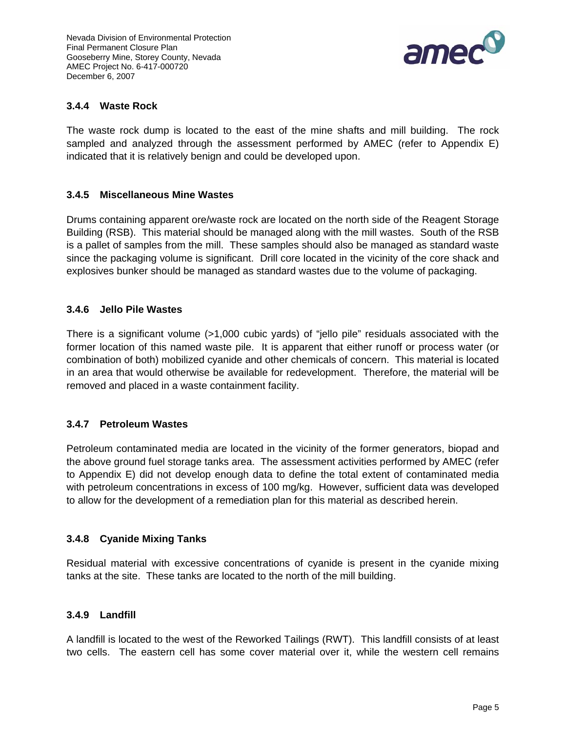### 3.4.4 Waste Rock

The waste rock dump is located to the east of the mine shafts and mill building. The rock sampled and analyzed through the assessment performed by AMEC (refer to Appendix E) indicated that it is relatively benign and could be developed upon.

### 3.4.5 Miscellaneous Mine Wastes

Drums containing apparent ore/waste rock are located on the north side of the Reagent Storage Building (RSB). This material should be managed along with the mill wastes. South of the RSB is a pallet of samples from the mill. These samples should also be managed as standard waste since the packaging volume is significant. Drill core located in the vicinity of the core shack and explosives bunker should be managed as standard wastes due to the volume of packaging.

### 3.4.6 Jello Pile Wastes

There is a significant volume (>1,000 cubic yards) of "jello pile" residuals associated with the former location of this named waste pile. It is apparent that either runoff or process water (or combination of both) mobilized cyanide and other chemicals of concern. This material is located in an area that would otherwise be available for redevelopment. Therefore, the material will be removed and placed in a waste containment facility.

### 3.4.7 Petroleum Wastes

Petroleum contaminated media are located in the vicinity of the former generators, biopad and the above ground fuel storage tanks area. The assessment activities performed by AMEC (refer to Appendix E) did not develop enough data to define the total extent of contaminated media with petroleum concentrations in excess of 100 mg/kg. However, sufficient data was developed to allow for the development of a remediation plan for this material as described herein.

### 3.4.8 Cyanide Mixing Tanks

Residual material with excessive concentrations of cyanide is present in the cyanide mixing tanks at the site. These tanks are located to the north of the mill building.

### 3.4.9 Landfill

A landfill is located to the west of the Reworked Tailings (RWT). This landfill consists of at least two cells. The eastern cell has some cover material over it, while the western cell remains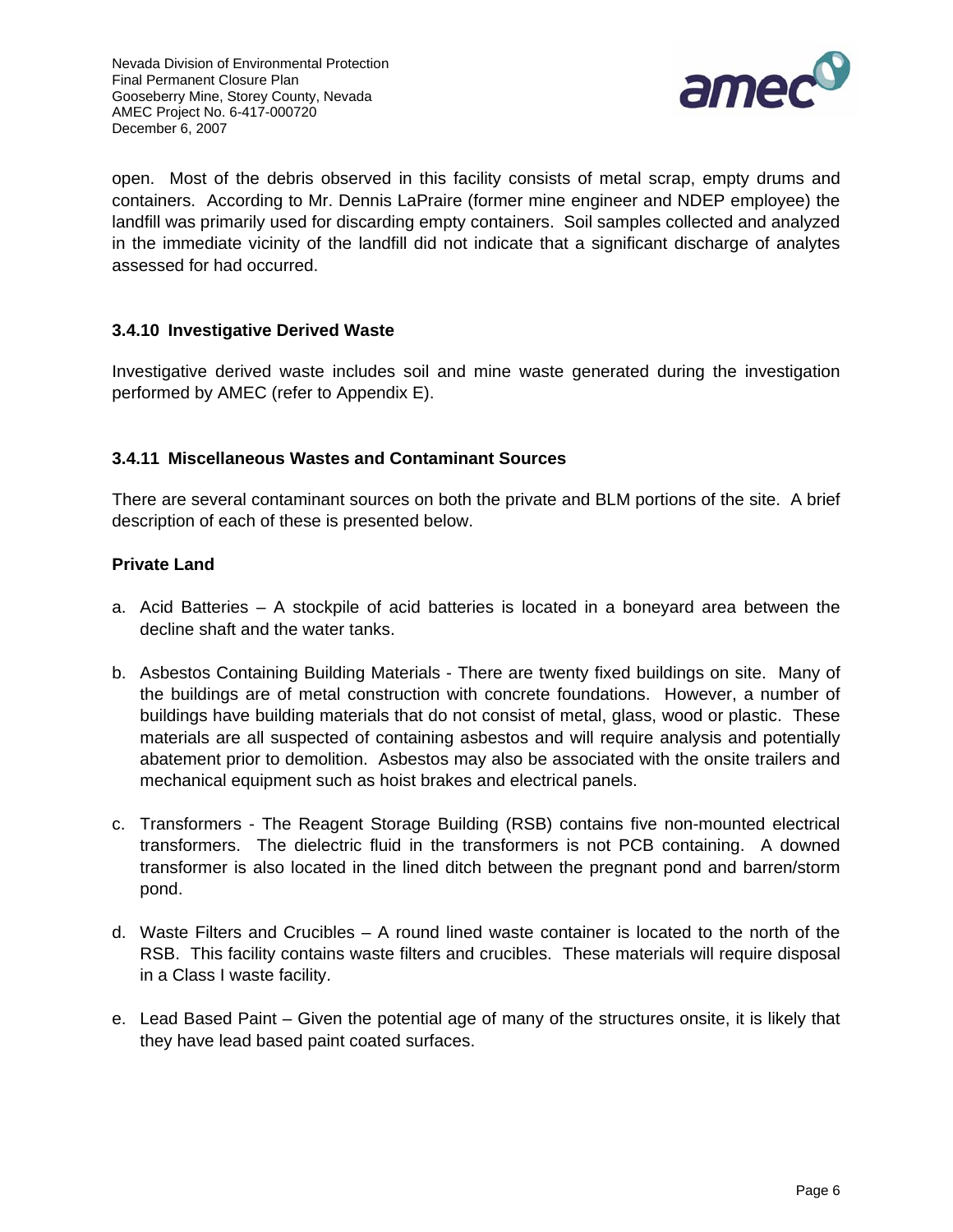open. Most of the debris observed in this facility consists of metal scrap, empty drums and containers. According to Mr. Dennis LaPraire (former mine engineer and NDEP employee) the landfill was primarily used for discarding empty containers. Soil samples collected and analyzed in the immediate vicinity of the landfill did not indicate that a significant discharge of analytes assessed for had occurred.

### 3.4.10 Investigative Derived Waste

Investigative derived waste includes soil and mine waste generated during the investigation performed by AMEC (refer to Appendix E).

### 3.4.11 Miscellaneous Wastes and Contaminant Sources

There are several contaminant sources on both the private and BLM portions of the site. A brief description of each of these is presented below.

**Private Land**

a. Acid Batteries – A stockpile of acid batteries is located in a boneyard area between the decline shaft and the water tanks.

b. Asbestos Containing Building Materials - There are twenty fixed buildings on site. Many of the buildings are of metal construction with concrete foundations. However, a number of buildings have building materials that do not consist of metal, glass, wood or plastic. These materials are all suspected of containing asbestos and will require analysis and potentially abatement prior to demolition. Asbestos may also be associated with the onsite trailers and mechanical equipment such as hoist brakes and electrical panels.

c. Transformers - The Reagent Storage Building (RSB) contains five non-mounted electrical transformers. The dielectric fluid in the transformers is not PCB containing. A downed transformer is also located in the lined ditch between the pregnant pond and barren/storm pond.

d. Waste Filters and Crucibles – A round lined waste container is located to the north of the RSB. This facility contains waste filters and crucibles. These materials will require disposal in a Class I waste facility.

e. Lead Based Paint – Given the potential age of many of the structures onsite, it is likely that they have lead based paint coated surfaces.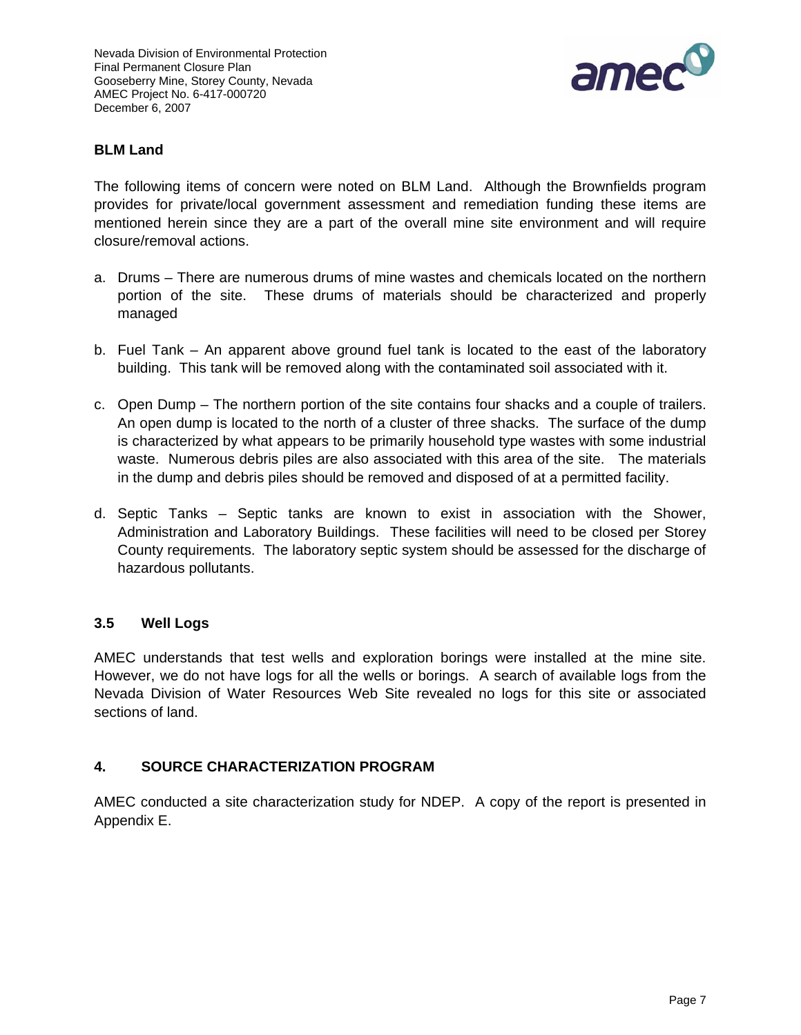**BLM Land**

The following items of concern were noted on BLM Land. Although the Brownfields program provides for private/local government assessment and remediation funding these items are mentioned herein since they are a part of the overall mine site environment and will require closure/removal actions.

a. Drums – There are numerous drums of mine wastes and chemicals located on the northern portion of the site. These drums of materials should be characterized and properly managed

b. Fuel Tank – An apparent above ground fuel tank is located to the east of the laboratory building. This tank will be removed along with the contaminated soil associated with it.

c. Open Dump – The northern portion of the site contains four shacks and a couple of trailers. An open dump is located to the north of a cluster of three shacks. The surface of the dump is characterized by what appears to be primarily household type wastes with some industrial waste. Numerous debris piles are also associated with this area of the site. The materials in the dump and debris piles should be removed and disposed of at a permitted facility.

d. Septic Tanks – Septic tanks are known to exist in association with the Shower, Administration and Laboratory Buildings. These facilities will need to be closed per Storey County requirements. The laboratory septic system should be assessed for the discharge of hazardous pollutants.

### 3.5 Well Logs

AMEC understands that test wells and exploration borings were installed at the mine site. However, we do not have logs for all the wells or borings. A search of available logs from the Nevada Division of Water Resources Web Site revealed no logs for this site or associated sections of land.

## 4. SOURCE CHARACTERIZATION PROGRAM

AMEC conducted a site characterization study for NDEP. A copy of the report is presented in Appendix E.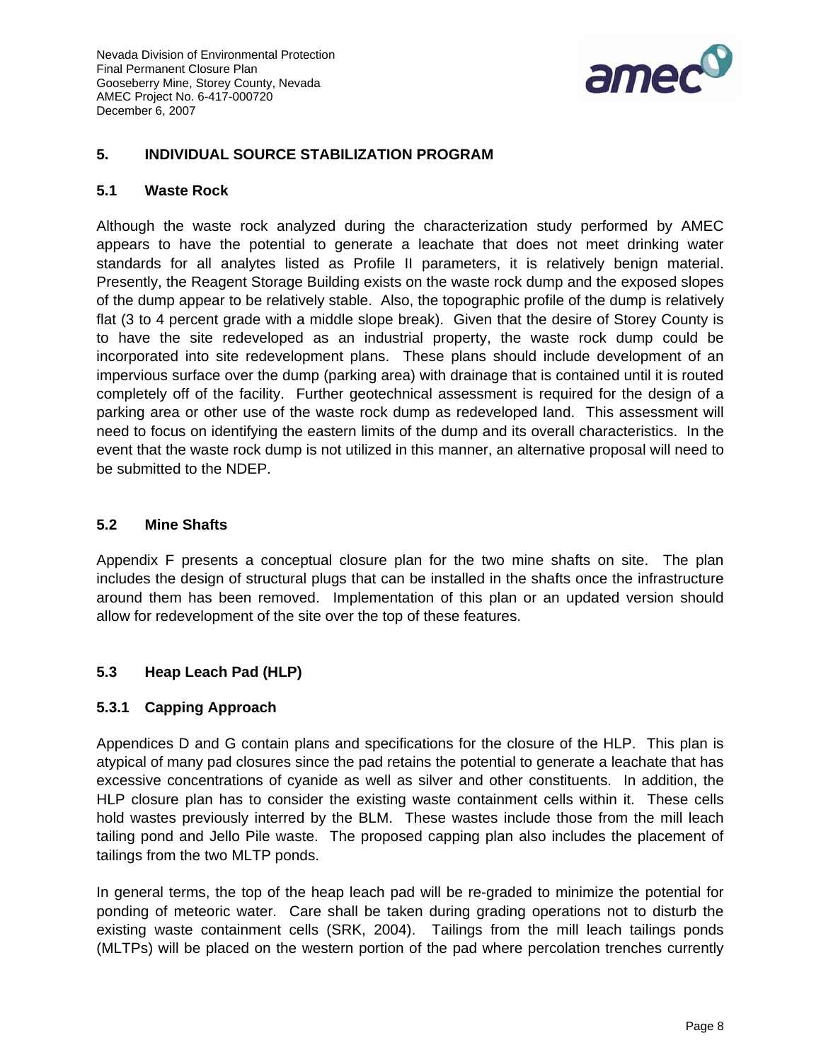## 5. INDIVIDUAL SOURCE STABILIZATION PROGRAM

### 5.1 Waste Rock

Although the waste rock analyzed during the characterization study performed by AMEC appears to have the potential to generate a leachate that does not meet drinking water standards for all analytes listed as Profile II parameters, it is relatively benign material. Presently, the Reagent Storage Building exists on the waste rock dump and the exposed slopes of the dump appear to be relatively stable. Also, the topographic profile of the dump is relatively flat (3 to 4 percent grade with a middle slope break). Given that the desire of Storey County is to have the site redeveloped as an industrial property, the waste rock dump could be incorporated into site redevelopment plans. These plans should include development of an impervious surface over the dump (parking area) with drainage that is contained until it is routed completely off of the facility. Further geotechnical assessment is required for the design of a parking area or other use of the waste rock dump as redeveloped land. This assessment will need to focus on identifying the eastern limits of the dump and its overall characteristics. In the event that the waste rock dump is not utilized in this manner, an alternative proposal will need to be submitted to the NDEP.

### 5.2 Mine Shafts

Appendix F presents a conceptual closure plan for the two mine shafts on site. The plan includes the design of structural plugs that can be installed in the shafts once the infrastructure around them has been removed. Implementation of this plan or an updated version should allow for redevelopment of the site over the top of these features.

### 5.3 Heap Leach Pad (HLP)

#### 5.3.1 Capping Approach

Appendices D and G contain plans and specifications for the closure of the HLP. This plan is atypical of many pad closures since the pad retains the potential to generate a leachate that has excessive concentrations of cyanide as well as silver and other constituents. In addition, the HLP closure plan has to consider the existing waste containment cells within it. These cells hold wastes previously interred by the BLM. These wastes include those from the mill leach tailing pond and Jello Pile waste. The proposed capping plan also includes the placement of tailings from the two MLTP ponds.

In general terms, the top of the heap leach pad will be re-graded to minimize the potential for ponding of meteoric water. Care shall be taken during grading operations not to disturb the existing waste containment cells (SRK, 2004). Tailings from the mill leach tailings ponds (MLTPs) will be placed on the western portion of the pad where percolation trenches currently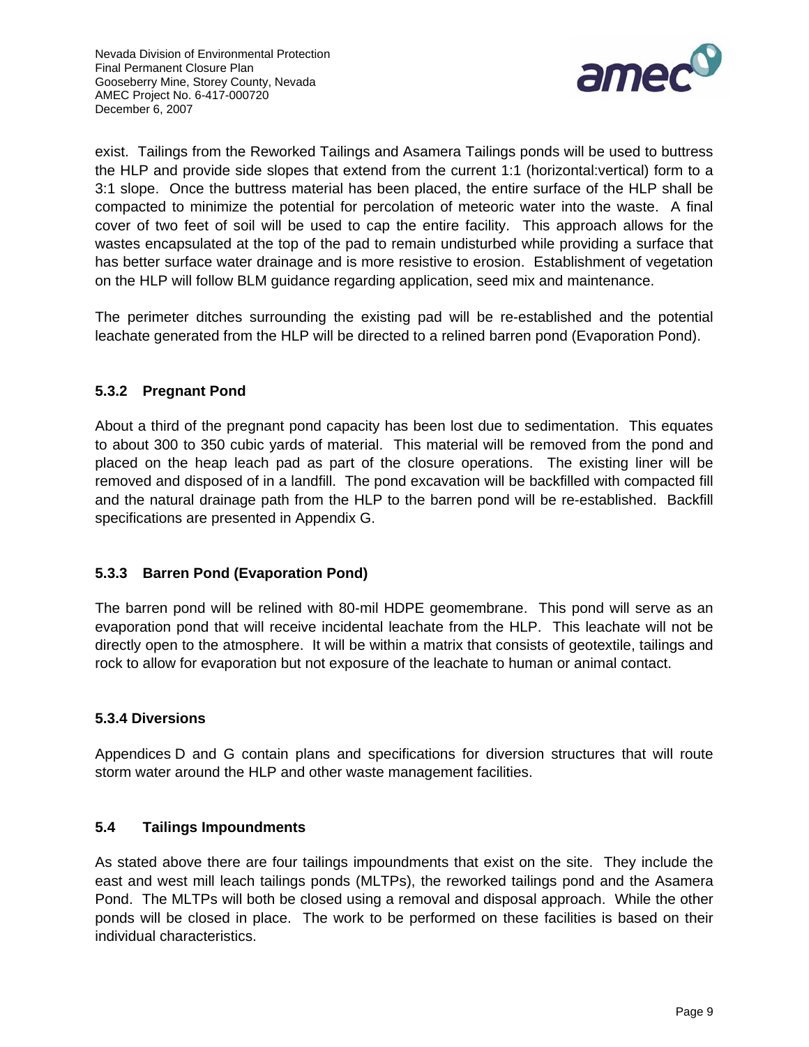exist. Tailings from the Reworked Tailings and Asamera Tailings ponds will be used to buttress the HLP and provide side slopes that extend from the current 1:1 (horizontal:vertical) form to a 3:1 slope. Once the buttress material has been placed, the entire surface of the HLP shall be compacted to minimize the potential for percolation of meteoric water into the waste. A final cover of two feet of soil will be used to cap the entire facility. This approach allows for the wastes encapsulated at the top of the pad to remain undisturbed while providing a surface that has better surface water drainage and is more resistive to erosion. Establishment of vegetation on the HLP will follow BLM guidance regarding application, seed mix and maintenance.

The perimeter ditches surrounding the existing pad will be re-established and the potential leachate generated from the HLP will be directed to a relined barren pond (Evaporation Pond).

### 5.3.2 Pregnant Pond

About a third of the pregnant pond capacity has been lost due to sedimentation. This equates to about 300 to 350 cubic yards of material. This material will be removed from the pond and placed on the heap leach pad as part of the closure operations. The existing liner will be removed and disposed of in a landfill. The pond excavation will be backfilled with compacted fill and the natural drainage path from the HLP to the barren pond will be re-established. Backfill specifications are presented in Appendix G.

### 5.3.3 Barren Pond (Evaporation Pond)

The barren pond will be relined with 80-mil HDPE geomembrane. This pond will serve as an evaporation pond that will receive incidental leachate from the HLP. This leachate will not be directly open to the atmosphere. It will be within a matrix that consists of geotextile, tailings and rock to allow for evaporation but not exposure of the leachate to human or animal contact.

### 5.3.4 Diversions

Appendices D and G contain plans and specifications for diversion structures that will route storm water around the HLP and other waste management facilities.

## 5.4 Tailings Impoundments

As stated above there are four tailings impoundments that exist on the site. They include the east and west mill leach tailings ponds (MLTPs), the reworked tailings pond and the Asamera Pond. The MLTPs will both be closed using a removal and disposal approach. While the other ponds will be closed in place. The work to be performed on these facilities is based on their individual characteristics.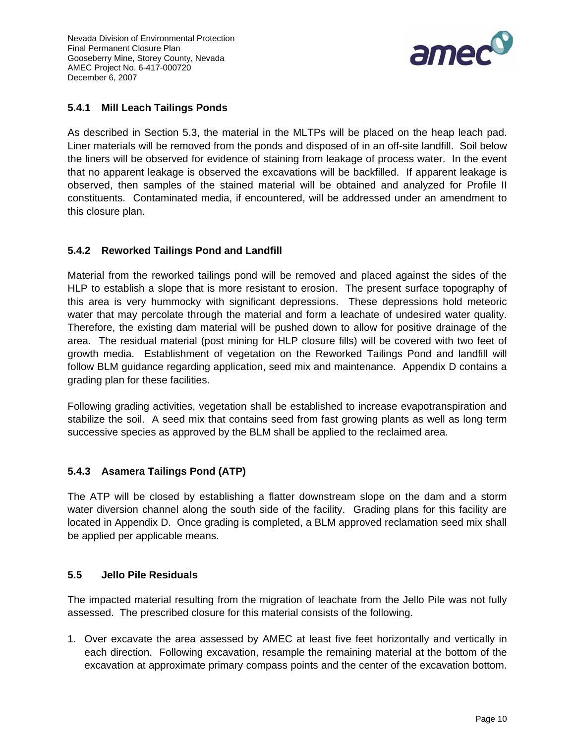### 5.4.1 Mill Leach Tailings Ponds

As described in Section 5.3, the material in the MLTPs will be placed on the heap leach pad. Liner materials will be removed from the ponds and disposed of in an off-site landfill. Soil below the liners will be observed for evidence of staining from leakage of process water. In the event that no apparent leakage is observed the excavations will be backfilled. If apparent leakage is observed, then samples of the stained material will be obtained and analyzed for Profile II constituents. Contaminated media, if encountered, will be addressed under an amendment to this closure plan.

### 5.4.2 Reworked Tailings Pond and Landfill

Material from the reworked tailings pond will be removed and placed against the sides of the HLP to establish a slope that is more resistant to erosion. The present surface topography of this area is very hummocky with significant depressions. These depressions hold meteoric water that may percolate through the material and form a leachate of undesired water quality. Therefore, the existing dam material will be pushed down to allow for positive drainage of the area. The residual material (post mining for HLP closure fills) will be covered with two feet of growth media. Establishment of vegetation on the Reworked Tailings Pond and landfill will follow BLM guidance regarding application, seed mix and maintenance. Appendix D contains a grading plan for these facilities.

Following grading activities, vegetation shall be established to increase evapotranspiration and stabilize the soil. A seed mix that contains seed from fast growing plants as well as long term successive species as approved by the BLM shall be applied to the reclaimed area.

### 5.4.3 Asamera Tailings Pond (ATP)

The ATP will be closed by establishing a flatter downstream slope on the dam and a storm water diversion channel along the south side of the facility. Grading plans for this facility are located in Appendix D. Once grading is completed, a BLM approved reclamation seed mix shall be applied per applicable means.

## 5.5 Jello Pile Residuals

The impacted material resulting from the migration of leachate from the Jello Pile was not fully assessed. The prescribed closure for this material consists of the following.

1. Over excavate the area assessed by AMEC at least five feet horizontally and vertically in each direction. Following excavation, resample the remaining material at the bottom of the excavation at approximate primary compass points and the center of the excavation bottom.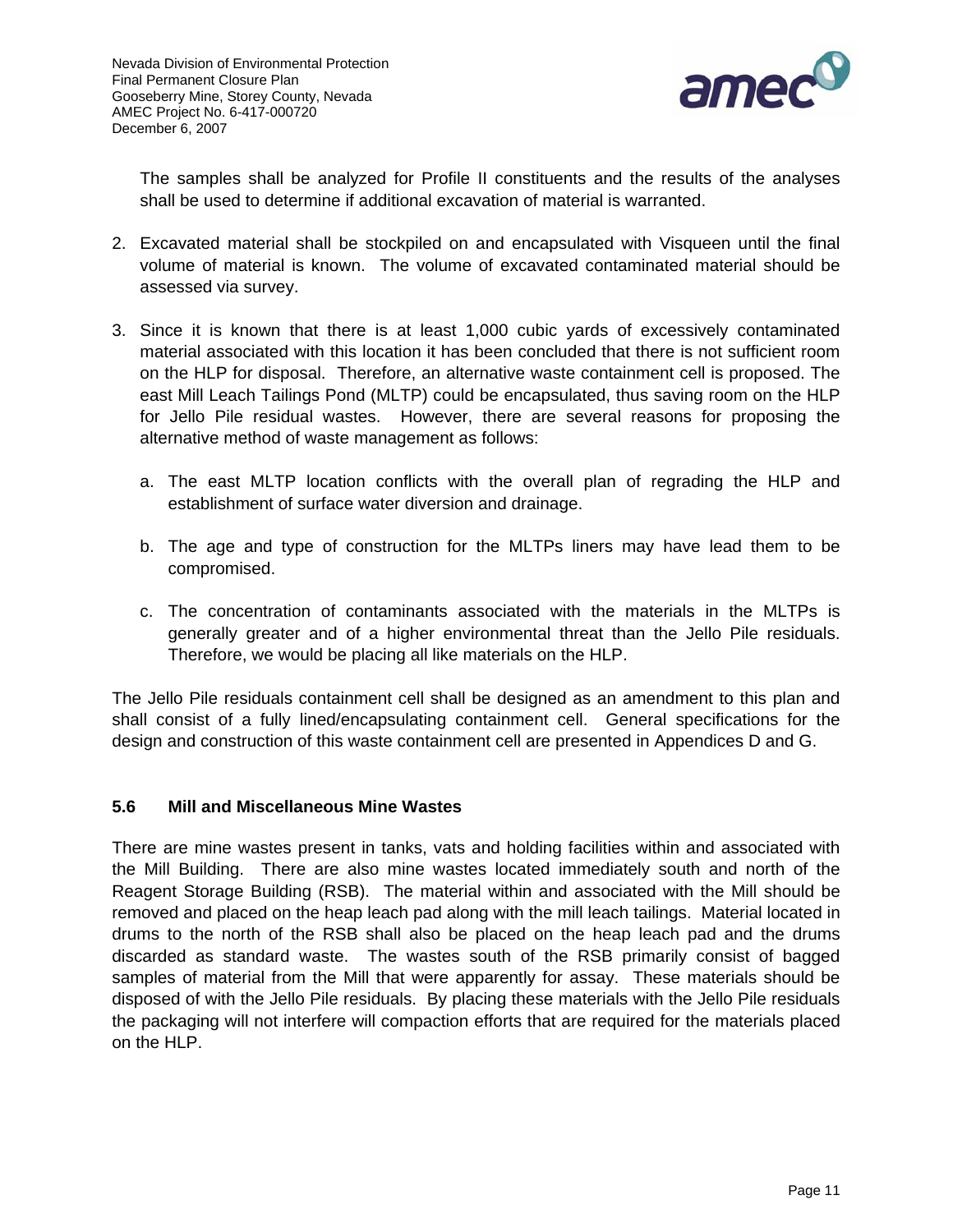The samples shall be analyzed for Profile II constituents and the results of the analyses shall be used to determine if additional excavation of material is warranted.

2. Excavated material shall be stockpiled on and encapsulated with Visqueen until the final volume of material is known. The volume of excavated contaminated material should be assessed via survey.

3. Since it is known that there is at least 1,000 cubic yards of excessively contaminated material associated with this location it has been concluded that there is not sufficient room on the HLP for disposal. Therefore, an alternative waste containment cell is proposed. The east Mill Leach Tailings Pond (MLTP) could be encapsulated, thus saving room on the HLP for Jello Pile residual wastes. However, there are several reasons for proposing the alternative method of waste management as follows:

   a. The east MLTP location conflicts with the overall plan of regrading the HLP and establishment of surface water diversion and drainage.

   b. The age and type of construction for the MLTPs liners may have lead them to be compromised.

   c. The concentration of contaminants associated with the materials in the MLTPs is generally greater and of a higher environmental threat than the Jello Pile residuals. Therefore, we would be placing all like materials on the HLP.

The Jello Pile residuals containment cell shall be designed as an amendment to this plan and shall consist of a fully lined/encapsulating containment cell. General specifications for the design and construction of this waste containment cell are presented in Appendices D and G.

### 5.6 Mill and Miscellaneous Mine Wastes

There are mine wastes present in tanks, vats and holding facilities within and associated with the Mill Building. There are also mine wastes located immediately south and north of the Reagent Storage Building (RSB). The material within and associated with the Mill should be removed and placed on the heap leach pad along with the mill leach tailings. Material located in drums to the north of the RSB shall also be placed on the heap leach pad and the drums discarded as standard waste. The wastes south of the RSB primarily consist of bagged samples of material from the Mill that were apparently for assay. These materials should be disposed of with the Jello Pile residuals. By placing these materials with the Jello Pile residuals the packaging will not interfere will compaction efforts that are required for the materials placed on the HLP.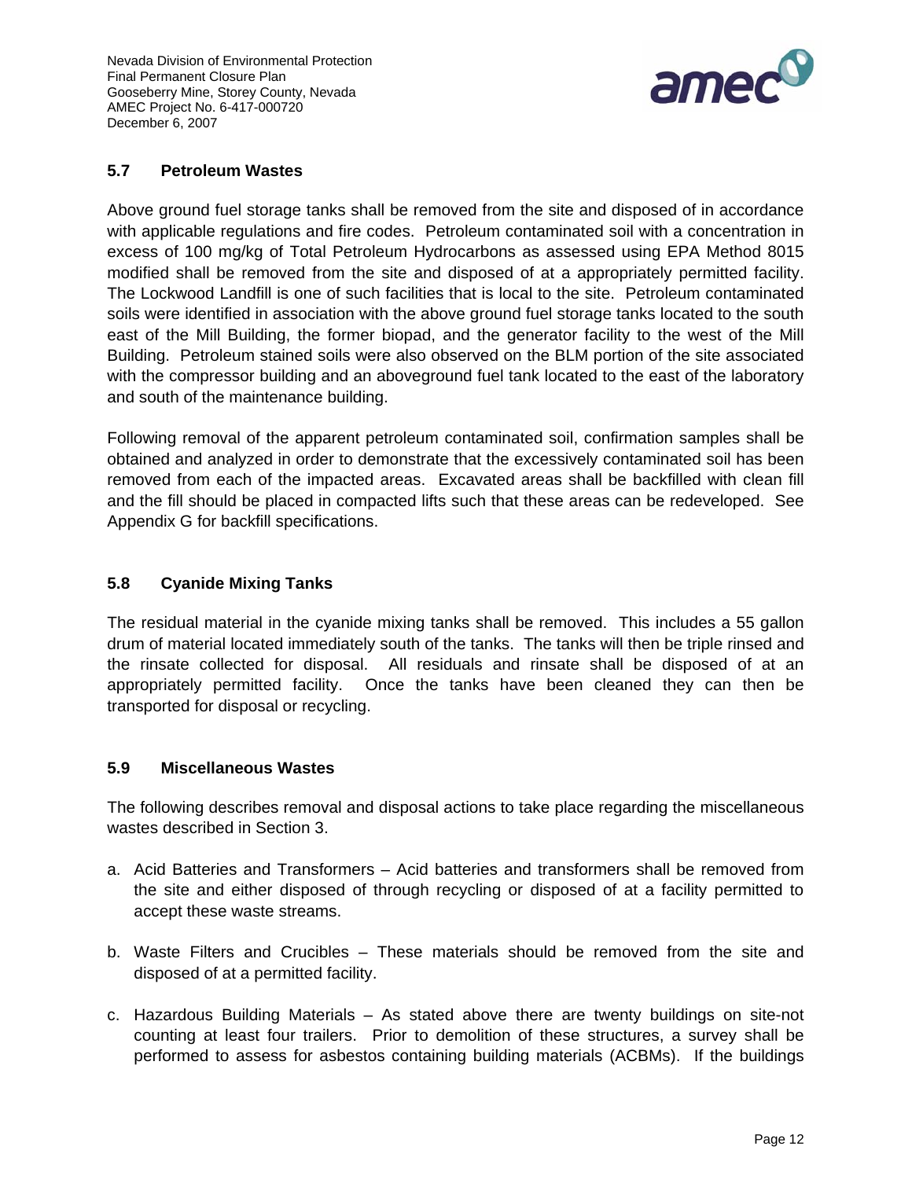### 5.7 Petroleum Wastes

Above ground fuel storage tanks shall be removed from the site and disposed of in accordance with applicable regulations and fire codes. Petroleum contaminated soil with a concentration in excess of 100 mg/kg of Total Petroleum Hydrocarbons as assessed using EPA Method 8015 modified shall be removed from the site and disposed of at a appropriately permitted facility. The Lockwood Landfill is one of such facilities that is local to the site. Petroleum contaminated soils were identified in association with the above ground fuel storage tanks located to the south east of the Mill Building, the former biopad, and the generator facility to the west of the Mill Building. Petroleum stained soils were also observed on the BLM portion of the site associated with the compressor building and an aboveground fuel tank located to the east of the laboratory and south of the maintenance building.

Following removal of the apparent petroleum contaminated soil, confirmation samples shall be obtained and analyzed in order to demonstrate that the excessively contaminated soil has been removed from each of the impacted areas. Excavated areas shall be backfilled with clean fill and the fill should be placed in compacted lifts such that these areas can be redeveloped. See Appendix G for backfill specifications.

### 5.8 Cyanide Mixing Tanks

The residual material in the cyanide mixing tanks shall be removed. This includes a 55 gallon drum of material located immediately south of the tanks. The tanks will then be triple rinsed and the rinsate collected for disposal. All residuals and rinsate shall be disposed of at an appropriately permitted facility. Once the tanks have been cleaned they can then be transported for disposal or recycling.

### 5.9 Miscellaneous Wastes

The following describes removal and disposal actions to take place regarding the miscellaneous wastes described in Section 3.

a. Acid Batteries and Transformers – Acid batteries and transformers shall be removed from the site and either disposed of through recycling or disposed of at a facility permitted to accept these waste streams.

b. Waste Filters and Crucibles – These materials should be removed from the site and disposed of at a permitted facility.

c. Hazardous Building Materials – As stated above there are twenty buildings on site-not counting at least four trailers. Prior to demolition of these structures, a survey shall be performed to assess for asbestos containing building materials (ACBMs). If the buildings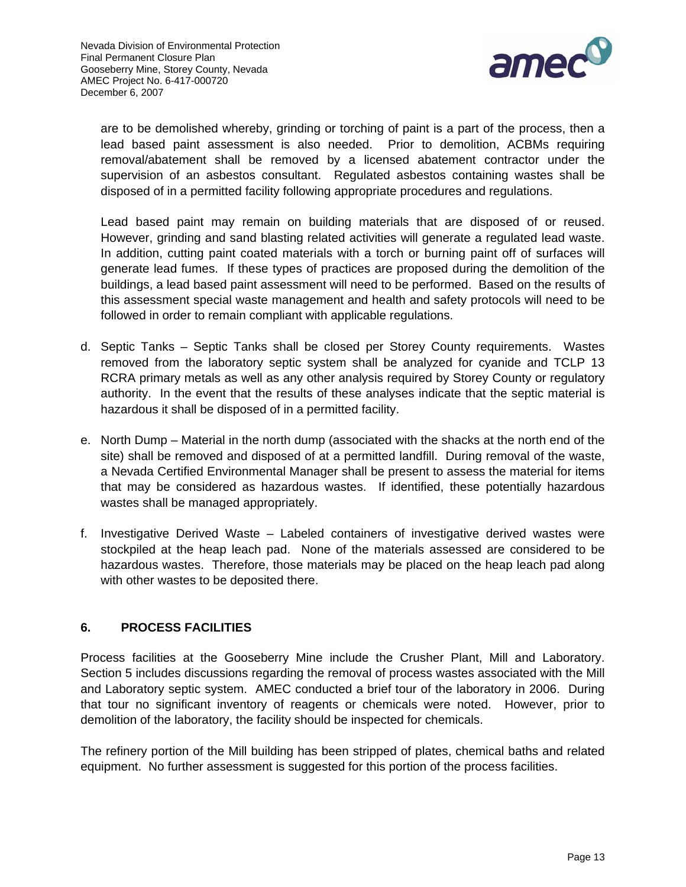are to be demolished whereby, grinding or torching of paint is a part of the process, then a lead based paint assessment is also needed. Prior to demolition, ACBMs requiring removal/abatement shall be removed by a licensed abatement contractor under the supervision of an asbestos consultant. Regulated asbestos containing wastes shall be disposed of in a permitted facility following appropriate procedures and regulations.

Lead based paint may remain on building materials that are disposed of or reused. However, grinding and sand blasting related activities will generate a regulated lead waste. In addition, cutting paint coated materials with a torch or burning paint off of surfaces will generate lead fumes. If these types of practices are proposed during the demolition of the buildings, a lead based paint assessment will need to be performed. Based on the results of this assessment special waste management and health and safety protocols will need to be followed in order to remain compliant with applicable regulations.

d. Septic Tanks – Septic Tanks shall be closed per Storey County requirements. Wastes removed from the laboratory septic system shall be analyzed for cyanide and TCLP 13 RCRA primary metals as well as any other analysis required by Storey County or regulatory authority. In the event that the results of these analyses indicate that the septic material is hazardous it shall be disposed of in a permitted facility.

e. North Dump – Material in the north dump (associated with the shacks at the north end of the site) shall be removed and disposed of at a permitted landfill. During removal of the waste, a Nevada Certified Environmental Manager shall be present to assess the material for items that may be considered as hazardous wastes. If identified, these potentially hazardous wastes shall be managed appropriately.

f. Investigative Derived Waste – Labeled containers of investigative derived wastes were stockpiled at the heap leach pad. None of the materials assessed are considered to be hazardous wastes. Therefore, those materials may be placed on the heap leach pad along with other wastes to be deposited there.

## 6. PROCESS FACILITIES

Process facilities at the Gooseberry Mine include the Crusher Plant, Mill and Laboratory. Section 5 includes discussions regarding the removal of process wastes associated with the Mill and Laboratory septic system. AMEC conducted a brief tour of the laboratory in 2006. During that tour no significant inventory of reagents or chemicals were noted. However, prior to demolition of the laboratory, the facility should be inspected for chemicals.

The refinery portion of the Mill building has been stripped of plates, chemical baths and related equipment. No further assessment is suggested for this portion of the process facilities.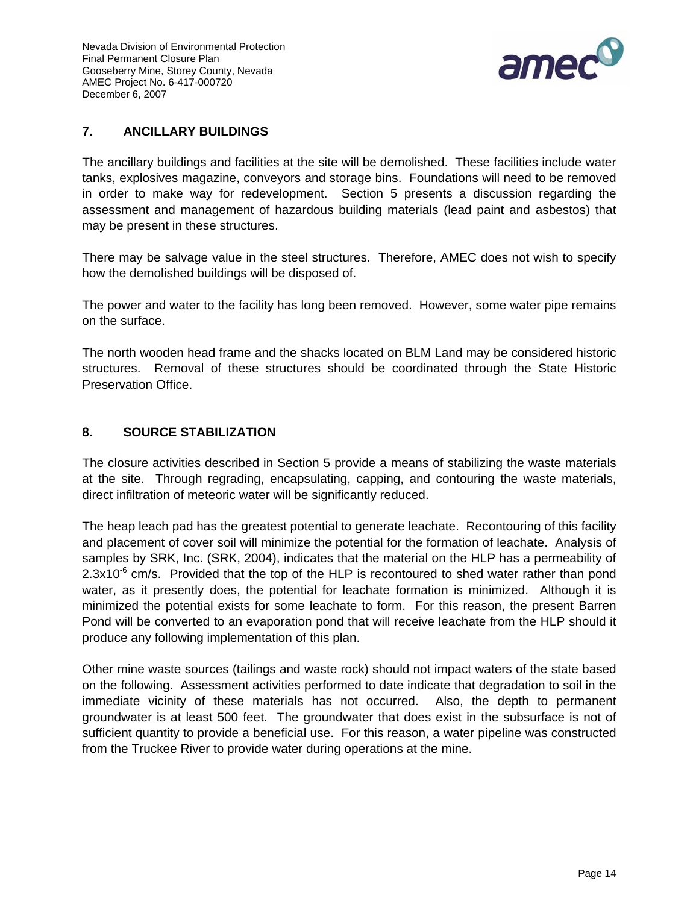## 7. ANCILLARY BUILDINGS

The ancillary buildings and facilities at the site will be demolished. These facilities include water tanks, explosives magazine, conveyors and storage bins. Foundations will need to be removed in order to make way for redevelopment. Section 5 presents a discussion regarding the assessment and management of hazardous building materials (lead paint and asbestos) that may be present in these structures.

There may be salvage value in the steel structures. Therefore, AMEC does not wish to specify how the demolished buildings will be disposed of.

The power and water to the facility has long been removed. However, some water pipe remains on the surface.

The north wooden head frame and the shacks located on BLM Land may be considered historic structures. Removal of these structures should be coordinated through the State Historic Preservation Office.

## 8. SOURCE STABILIZATION

The closure activities described in Section 5 provide a means of stabilizing the waste materials at the site. Through regrading, encapsulating, capping, and contouring the waste materials, direct infiltration of meteoric water will be significantly reduced.

The heap leach pad has the greatest potential to generate leachate. Recontouring of this facility and placement of cover soil will minimize the potential for the formation of leachate. Analysis of samples by SRK, Inc. (SRK, 2004), indicates that the material on the HLP has a permeability of $2.3 \times 10^{-6}$ cm/s. Provided that the top of the HLP is recontoured to shed water rather than pond water, as it presently does, the potential for leachate formation is minimized. Although it is minimized the potential exists for some leachate to form. For this reason, the present Barren Pond will be converted to an evaporation pond that will receive leachate from the HLP should it produce any following implementation of this plan.

Other mine waste sources (tailings and waste rock) should not impact waters of the state based on the following. Assessment activities performed to date indicate that degradation to soil in the immediate vicinity of these materials has not occurred. Also, the depth to permanent groundwater is at least 500 feet. The groundwater that does exist in the subsurface is not of sufficient quantity to provide a beneficial use. For this reason, a water pipeline was constructed from the Truckee River to provide water during operations at the mine.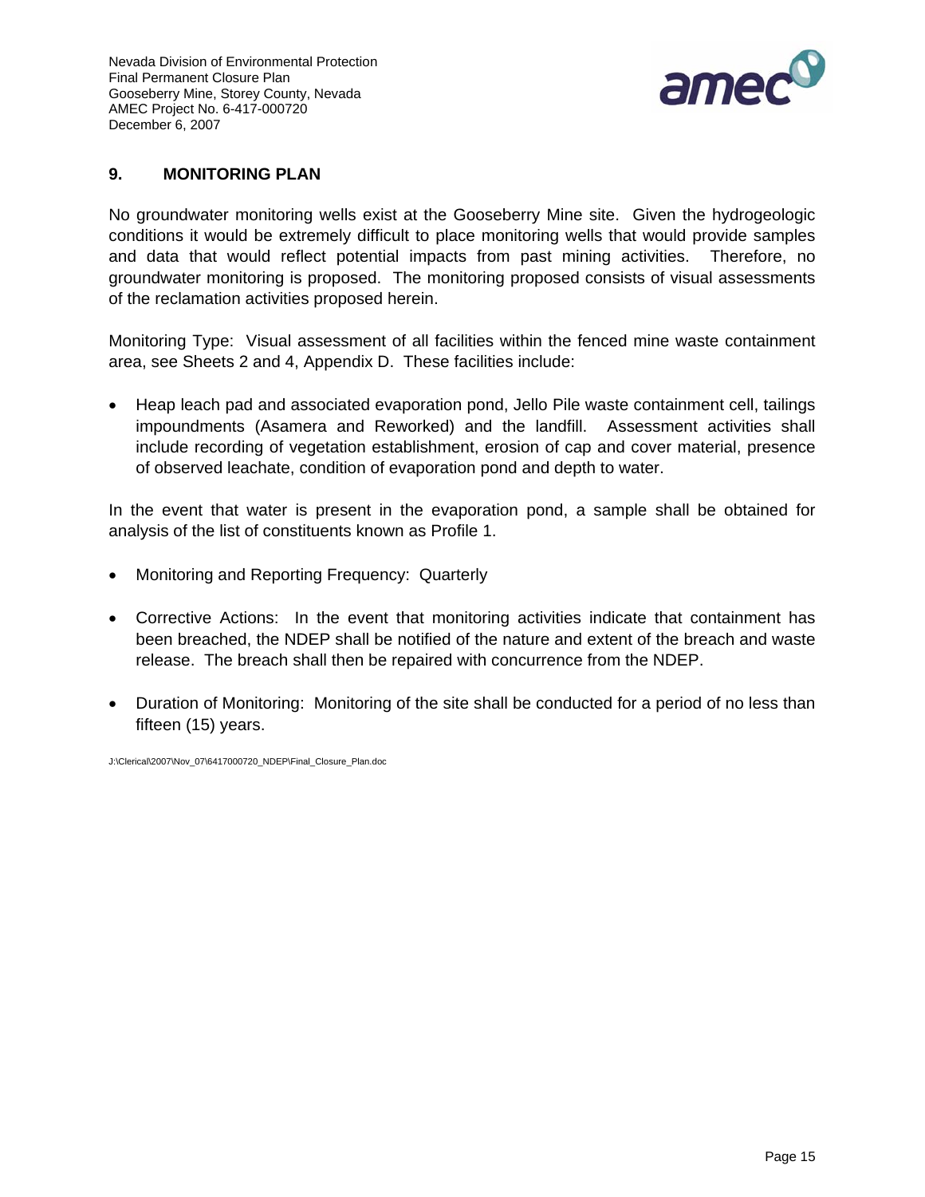## 9. MONITORING PLAN

No groundwater monitoring wells exist at the Gooseberry Mine site. Given the hydrogeologic conditions it would be extremely difficult to place monitoring wells that would provide samples and data that would reflect potential impacts from past mining activities. Therefore, no groundwater monitoring is proposed. The monitoring proposed consists of visual assessments of the reclamation activities proposed herein.

Monitoring Type: Visual assessment of all facilities within the fenced mine waste containment area, see Sheets 2 and 4, Appendix D. These facilities include:

- Heap leach pad and associated evaporation pond, Jello Pile waste containment cell, tailings impoundments (Asamera and Reworked) and the landfill. Assessment activities shall include recording of vegetation establishment, erosion of cap and cover material, presence of observed leachate, condition of evaporation pond and depth to water.

In the event that water is present in the evaporation pond, a sample shall be obtained for analysis of the list of constituents known as Profile 1.

- Monitoring and Reporting Frequency: Quarterly

- Corrective Actions: In the event that monitoring activities indicate that containment has been breached, the NDEP shall be notified of the nature and extent of the breach and waste release. The breach shall then be repaired with concurrence from the NDEP.

- Duration of Monitoring: Monitoring of the site shall be conducted for a period of no less than fifteen (15) years.

J:\Clerical\2007\Nov_07\6417000720_NDEP\Final_Closure_Plan.doc